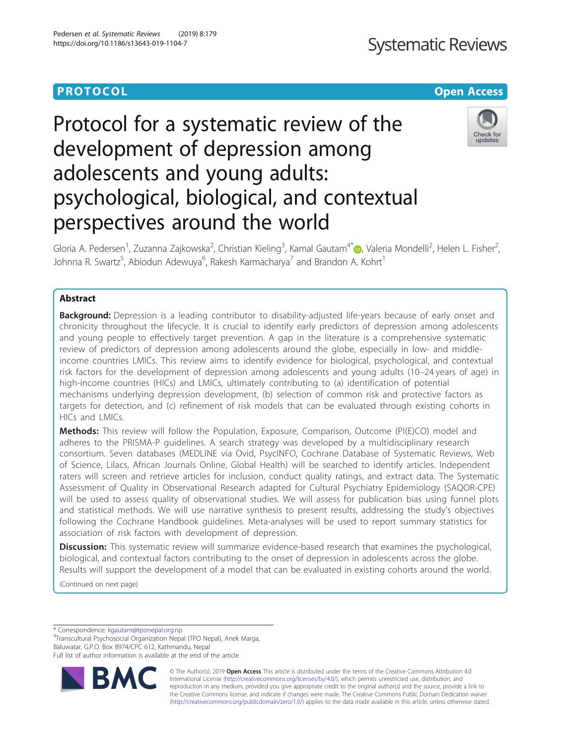**PROTOCOL** **Open Access**

# Protocol for a systematic review of the development of depression among adolescents and young adults: psychological, biological, and contextual perspectives around the world

Gloria A. Pedersen[1], Zuzanna Zajkowska[2], Christian Kieling[3], Kamal Gautam[4*], Valeria Mondelli[2], Helen L. Fisher[2], Johnna R. Swartz[5], Abiodun Adewuya[6], Rakesh Karmacharya[7] and Brandon A. Kohrt[1]

## Abstract

**Background:** Depression is a leading contributor to disability-adjusted life-years because of early onset and chronicity throughout the lifecycle. It is crucial to identify early predictors of depression among adolescents and young people to effectively target prevention. A gap in the literature is a comprehensive systematic review of predictors of depression among adolescents around the globe, especially in low- and middle-income countries LMICs. This review aims to identify evidence for biological, psychological, and contextual risk factors for the development of depression among adolescents and young adults (10–24 years of age) in high-income countries (HICs) and LMICs, ultimately contributing to (a) identification of potential mechanisms underlying depression development, (b) selection of common risk and protective factors as targets for detection, and (c) refinement of risk models that can be evaluated through existing cohorts in HICs and LMICs.

**Methods:** This review will follow the Population, Exposure, Comparison, Outcome (PI(E)CO) model and adheres to the PRISMA-P guidelines. A search strategy was developed by a multidisciplinary research consortium. Seven databases (MEDLINE via Ovid, PsycINFO, Cochrane Database of Systematic Reviews, Web of Science, Lilacs, African Journals Online, Global Health) will be searched to identify articles. Independent raters will screen and retrieve articles for inclusion, conduct quality ratings, and extract data. The Systematic Assessment of Quality in Observational Research adapted for Cultural Psychiatry Epidemiology (SAQOR-CPE) will be used to assess quality of observational studies. We will assess for publication bias using funnel plots and statistical methods. We will use narrative synthesis to present results, addressing the study's objectives following the Cochrane Handbook guidelines. Meta-analyses will be used to report summary statistics for association of risk factors with development of depression.

**Discussion:** This systematic review will summarize evidence-based research that examines the psychological, biological, and contextual factors contributing to the onset of depression in adolescents across the globe. Results will support the development of a model that can be evaluated in existing cohorts around the world.

(Continued on next page)

\* Correspondence: kgautam@tponepal.org.np
[4]Transcultural Psychosocial Organization Nepal (TPO Nepal), Anek Marga, Baluwatar, G.P.O. Box 8974/CPC 612, Kathmandu, Nepal
Full list of author information is available at the end of the article

© The Author(s). 2019 **Open Access** This article is distributed under the terms of the Creative Commons Attribution 4.0 International License (http://creativecommons.org/licenses/by/4.0/), which permits unrestricted use, distribution, and reproduction in any medium, provided you give appropriate credit to the original author(s) and the source, provide a link to the Creative Commons license, and indicate if changes were made. The Creative Commons Public Domain Dedication waiver (http://creativecommons.org/publicdomain/zero/1.0/) applies to the data made available in this article, unless otherwise stated.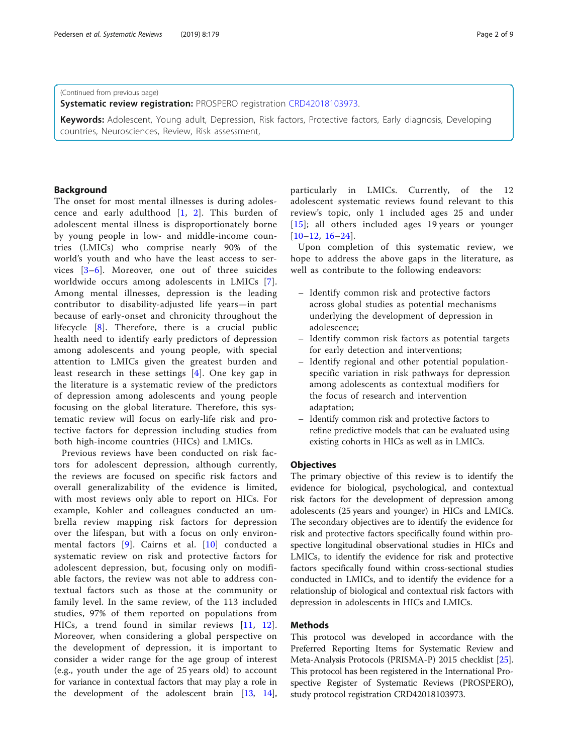(Continued from previous page)

**Systematic review registration:** PROSPERO registration CRD42018103973.

**Keywords:** Adolescent, Young adult, Depression, Risk factors, Protective factors, Early diagnosis, Developing countries, Neurosciences, Review, Risk assessment,

## Background

The onset for most mental illnesses is during adolescence and early adulthood [1, 2]. This burden of adolescent mental illness is disproportionately borne by young people in low- and middle-income countries (LMICs) who comprise nearly 90% of the world's youth and who have the least access to services [3–6]. Moreover, one out of three suicides worldwide occurs among adolescents in LMICs [7]. Among mental illnesses, depression is the leading contributor to disability-adjusted life years—in part because of early-onset and chronicity throughout the lifecycle [8]. Therefore, there is a crucial public health need to identify early predictors of depression among adolescents and young people, with special attention to LMICs given the greatest burden and least research in these settings [4]. One key gap in the literature is a systematic review of the predictors of depression among adolescents and young people focusing on the global literature. Therefore, this systematic review will focus on early-life risk and protective factors for depression including studies from both high-income countries (HICs) and LMICs.

Previous reviews have been conducted on risk factors for adolescent depression, although currently, the reviews are focused on specific risk factors and overall generalizability of the evidence is limited, with most reviews only able to report on HICs. For example, Kohler and colleagues conducted an umbrella review mapping risk factors for depression over the lifespan, but with a focus on only environmental factors [9]. Cairns et al. [10] conducted a systematic review on risk and protective factors for adolescent depression, but, focusing only on modifiable factors, the review was not able to address contextual factors such as those at the community or family level. In the same review, of the 113 included studies, 97% of them reported on populations from HICs, a trend found in similar reviews [11, 12]. Moreover, when considering a global perspective on the development of depression, it is important to consider a wider range for the age group of interest (e.g., youth under the age of 25 years old) to account for variance in contextual factors that may play a role in the development of the adolescent brain [13, 14], particularly in LMICs. Currently, of the 12 adolescent systematic reviews found relevant to this review's topic, only 1 included ages 25 and under [15]; all others included ages 19 years or younger [10–12, 16–24].

Upon completion of this systematic review, we hope to address the above gaps in the literature, as well as contribute to the following endeavors:

- Identify common risk and protective factors across global studies as potential mechanisms underlying the development of depression in adolescence;
- Identify common risk factors as potential targets for early detection and interventions;
- Identify regional and other potential population-specific variation in risk pathways for depression among adolescents as contextual modifiers for the focus of research and intervention adaptation;
- Identify common risk and protective factors to refine predictive models that can be evaluated using existing cohorts in HICs as well as in LMICs.

## Objectives

The primary objective of this review is to identify the evidence for biological, psychological, and contextual risk factors for the development of depression among adolescents (25 years and younger) in HICs and LMICs. The secondary objectives are to identify the evidence for risk and protective factors specifically found within prospective longitudinal observational studies in HICs and LMICs, to identify the evidence for risk and protective factors specifically found within cross-sectional studies conducted in LMICs, and to identify the evidence for a relationship of biological and contextual risk factors with depression in adolescents in HICs and LMICs.

## Methods

This protocol was developed in accordance with the Preferred Reporting Items for Systematic Review and Meta-Analysis Protocols (PRISMA-P) 2015 checklist [25]. This protocol has been registered in the International Prospective Register of Systematic Reviews (PROSPERO), study protocol registration CRD42018103973.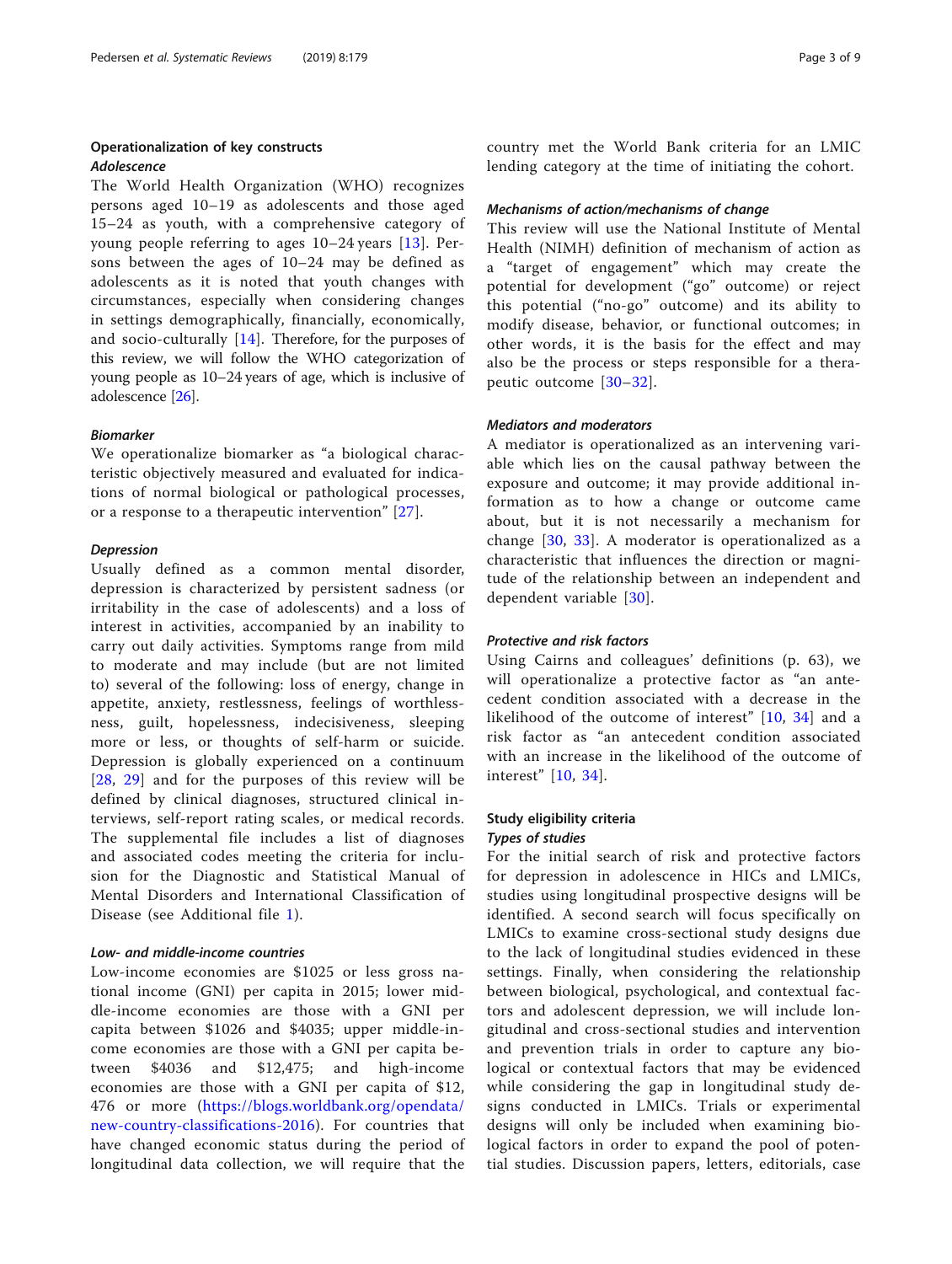## Operationalization of key constructs

### Adolescence

The World Health Organization (WHO) recognizes persons aged 10–19 as adolescents and those aged 15–24 as youth, with a comprehensive category of young people referring to ages 10–24 years [13]. Persons between the ages of 10–24 may be defined as adolescents as it is noted that youth changes with circumstances, especially when considering changes in settings demographically, financially, economically, and socio-culturally [14]. Therefore, for the purposes of this review, we will follow the WHO categorization of young people as 10–24 years of age, which is inclusive of adolescence [26].

### Biomarker

We operationalize biomarker as "a biological characteristic objectively measured and evaluated for indications of normal biological or pathological processes, or a response to a therapeutic intervention" [27].

### Depression

Usually defined as a common mental disorder, depression is characterized by persistent sadness (or irritability in the case of adolescents) and a loss of interest in activities, accompanied by an inability to carry out daily activities. Symptoms range from mild to moderate and may include (but are not limited to) several of the following: loss of energy, change in appetite, anxiety, restlessness, feelings of worthlessness, guilt, hopelessness, indecisiveness, sleeping more or less, or thoughts of self-harm or suicide. Depression is globally experienced on a continuum [28, 29] and for the purposes of this review will be defined by clinical diagnoses, structured clinical interviews, self-report rating scales, or medical records. The supplemental file includes a list of diagnoses and associated codes meeting the criteria for inclusion for the Diagnostic and Statistical Manual of Mental Disorders and International Classification of Disease (see Additional file 1).

### Low- and middle-income countries

Low-income economies are $1025 or less gross national income (GNI) per capita in 2015; lower middle-income economies are those with a GNI per capita between $1026 and $4035; upper middle-income economies are those with a GNI per capita between $4036 and $12,475; and high-income economies are those with a GNI per capita of $12,476 or more (https://blogs.worldbank.org/opendata/new-country-classifications-2016). For countries that have changed economic status during the period of longitudinal data collection, we will require that the country met the World Bank criteria for an LMIC lending category at the time of initiating the cohort.

### Mechanisms of action/mechanisms of change

This review will use the National Institute of Mental Health (NIMH) definition of mechanism of action as a "target of engagement" which may create the potential for development ("go" outcome) or reject this potential ("no-go" outcome) and its ability to modify disease, behavior, or functional outcomes; in other words, it is the basis for the effect and may also be the process or steps responsible for a therapeutic outcome [30–32].

### Mediators and moderators

A mediator is operationalized as an intervening variable which lies on the causal pathway between the exposure and outcome; it may provide additional information as to how a change or outcome came about, but it is not necessarily a mechanism for change [30, 33]. A moderator is operationalized as a characteristic that influences the direction or magnitude of the relationship between an independent and dependent variable [30].

### Protective and risk factors

Using Cairns and colleagues' definitions (p. 63), we will operationalize a protective factor as "an antecedent condition associated with a decrease in the likelihood of the outcome of interest" [10, 34] and a risk factor as "an antecedent condition associated with an increase in the likelihood of the outcome of interest" [10, 34].

## Study eligibility criteria

### Types of studies

For the initial search of risk and protective factors for depression in adolescence in HICs and LMICs, studies using longitudinal prospective designs will be identified. A second search will focus specifically on LMICs to examine cross-sectional study designs due to the lack of longitudinal studies evidenced in these settings. Finally, when considering the relationship between biological, psychological, and contextual factors and adolescent depression, we will include longitudinal and cross-sectional studies and intervention and prevention trials in order to capture any biological or contextual factors that may be evidenced while considering the gap in longitudinal study designs conducted in LMICs. Trials or experimental designs will only be included when examining biological factors in order to expand the pool of potential studies. Discussion papers, letters, editorials, case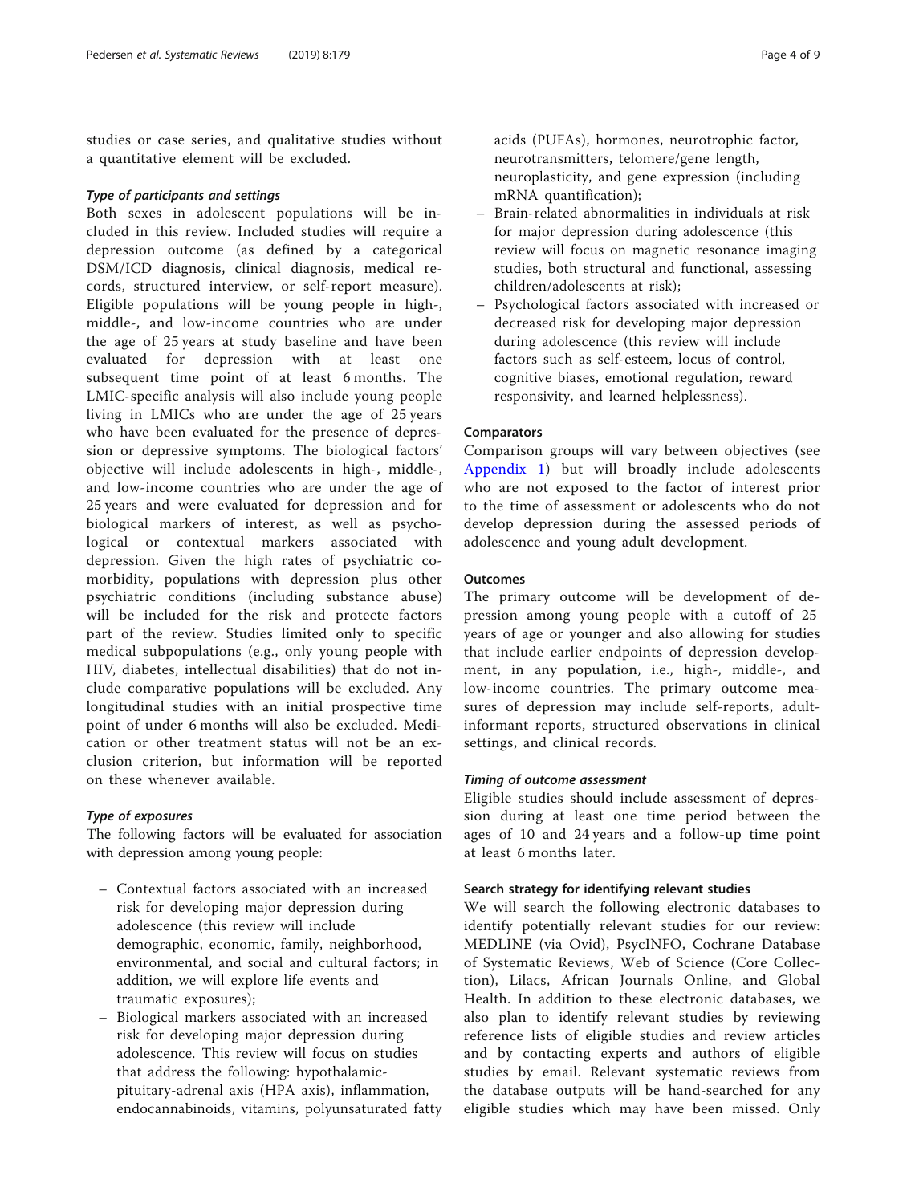studies or case series, and qualitative studies without a quantitative element will be excluded.

#### *Type of participants and settings*

Both sexes in adolescent populations will be included in this review. Included studies will require a depression outcome (as defined by a categorical DSM/ICD diagnosis, clinical diagnosis, medical records, structured interview, or self-report measure). Eligible populations will be young people in high-, middle-, and low-income countries who are under the age of 25 years at study baseline and have been evaluated for depression with at least one subsequent time point of at least 6 months. The LMIC-specific analysis will also include young people living in LMICs who are under the age of 25 years who have been evaluated for the presence of depression or depressive symptoms. The biological factors' objective will include adolescents in high-, middle-, and low-income countries who are under the age of 25 years and were evaluated for depression and for biological markers of interest, as well as psychological or contextual markers associated with depression. Given the high rates of psychiatric comorbidity, populations with depression plus other psychiatric conditions (including substance abuse) will be included for the risk and protecte factors part of the review. Studies limited only to specific medical subpopulations (e.g., only young people with HIV, diabetes, intellectual disabilities) that do not include comparative populations will be excluded. Any longitudinal studies with an initial prospective time point of under 6 months will also be excluded. Medication or other treatment status will not be an exclusion criterion, but information will be reported on these whenever available.

#### *Type of exposures*

The following factors will be evaluated for association with depression among young people:

- Contextual factors associated with an increased risk for developing major depression during adolescence (this review will include demographic, economic, family, neighborhood, environmental, and social and cultural factors; in addition, we will explore life events and traumatic exposures);
- Biological markers associated with an increased risk for developing major depression during adolescence. This review will focus on studies that address the following: hypothalamic-pituitary-adrenal axis (HPA axis), inflammation, endocannabinoids, vitamins, polyunsaturated fatty acids (PUFAs), hormones, neurotrophic factor, neurotransmitters, telomere/gene length, neuroplasticity, and gene expression (including mRNA quantification);
- Brain-related abnormalities in individuals at risk for major depression during adolescence (this review will focus on magnetic resonance imaging studies, both structural and functional, assessing children/adolescents at risk);
- Psychological factors associated with increased or decreased risk for developing major depression during adolescence (this review will include factors such as self-esteem, locus of control, cognitive biases, emotional regulation, reward responsivity, and learned helplessness).

### Comparators

Comparison groups will vary between objectives (see Appendix 1) but will broadly include adolescents who are not exposed to the factor of interest prior to the time of assessment or adolescents who do not develop depression during the assessed periods of adolescence and young adult development.

### Outcomes

The primary outcome will be development of depression among young people with a cutoff of 25 years of age or younger and also allowing for studies that include earlier endpoints of depression development, in any population, i.e., high-, middle-, and low-income countries. The primary outcome measures of depression may include self-reports, adult-informant reports, structured observations in clinical settings, and clinical records.

#### *Timing of outcome assessment*

Eligible studies should include assessment of depression during at least one time period between the ages of 10 and 24 years and a follow-up time point at least 6 months later.

### Search strategy for identifying relevant studies

We will search the following electronic databases to identify potentially relevant studies for our review: MEDLINE (via Ovid), PsycINFO, Cochrane Database of Systematic Reviews, Web of Science (Core Collection), Lilacs, African Journals Online, and Global Health. In addition to these electronic databases, we also plan to identify relevant studies by reviewing reference lists of eligible studies and review articles and by contacting experts and authors of eligible studies by email. Relevant systematic reviews from the database outputs will be hand-searched for any eligible studies which may have been missed. Only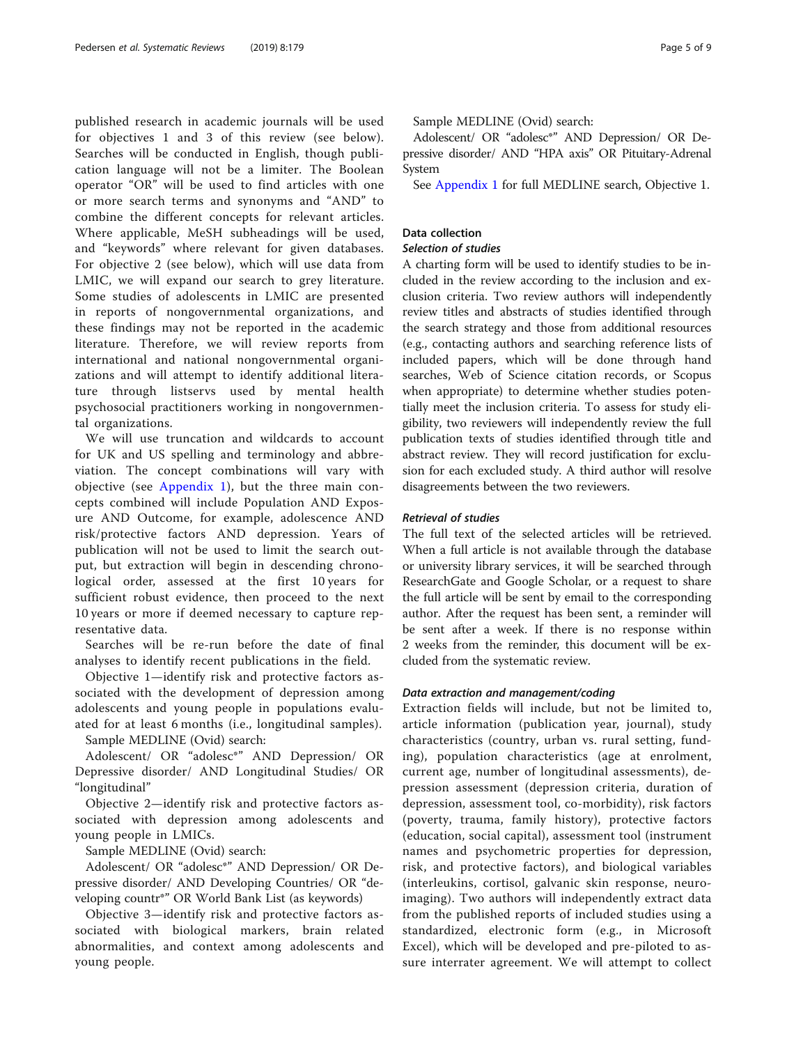published research in academic journals will be used for objectives 1 and 3 of this review (see below). Searches will be conducted in English, though publication language will not be a limiter. The Boolean operator "OR" will be used to find articles with one or more search terms and synonyms and "AND" to combine the different concepts for relevant articles. Where applicable, MeSH subheadings will be used, and "keywords" where relevant for given databases. For objective 2 (see below), which will use data from LMIC, we will expand our search to grey literature. Some studies of adolescents in LMIC are presented in reports of nongovernmental organizations, and these findings may not be reported in the academic literature. Therefore, we will review reports from international and national nongovernmental organizations and will attempt to identify additional literature through listservs used by mental health psychosocial practitioners working in nongovernmental organizations.

We will use truncation and wildcards to account for UK and US spelling and terminology and abbreviation. The concept combinations will vary with objective (see Appendix 1), but the three main concepts combined will include Population AND Exposure AND Outcome, for example, adolescence AND risk/protective factors AND depression. Years of publication will not be used to limit the search output, but extraction will begin in descending chronological order, assessed at the first 10 years for sufficient robust evidence, then proceed to the next 10 years or more if deemed necessary to capture representative data.

Searches will be re-run before the date of final analyses to identify recent publications in the field.

Objective 1—identify risk and protective factors associated with the development of depression among adolescents and young people in populations evaluated for at least 6 months (i.e., longitudinal samples).

Sample MEDLINE (Ovid) search:

Adolescent/ OR "adolesc*" AND Depression/ OR Depressive disorder/ AND Longitudinal Studies/ OR "longitudinal"

Objective 2—identify risk and protective factors associated with depression among adolescents and young people in LMICs.

Sample MEDLINE (Ovid) search:

Adolescent/ OR "adolesc*" AND Depression/ OR Depressive disorder/ AND Developing Countries/ OR "developing countr*" OR World Bank List (as keywords)

Objective 3—identify risk and protective factors associated with biological markers, brain related abnormalities, and context among adolescents and young people.

Sample MEDLINE (Ovid) search:

Adolescent/ OR "adolesc*" AND Depression/ OR Depressive disorder/ AND "HPA axis" OR Pituitary-Adrenal System

See Appendix 1 for full MEDLINE search, Objective 1.

## Data collection

### *Selection of studies*

A charting form will be used to identify studies to be included in the review according to the inclusion and exclusion criteria. Two review authors will independently review titles and abstracts of studies identified through the search strategy and those from additional resources (e.g., contacting authors and searching reference lists of included papers, which will be done through hand searches, Web of Science citation records, or Scopus when appropriate) to determine whether studies potentially meet the inclusion criteria. To assess for study eligibility, two reviewers will independently review the full publication texts of studies identified through title and abstract review. They will record justification for exclusion for each excluded study. A third author will resolve disagreements between the two reviewers.

### *Retrieval of studies*

The full text of the selected articles will be retrieved. When a full article is not available through the database or university library services, it will be searched through ResearchGate and Google Scholar, or a request to share the full article will be sent by email to the corresponding author. After the request has been sent, a reminder will be sent after a week. If there is no response within 2 weeks from the reminder, this document will be excluded from the systematic review.

### *Data extraction and management/coding*

Extraction fields will include, but not be limited to, article information (publication year, journal), study characteristics (country, urban vs. rural setting, funding), population characteristics (age at enrolment, current age, number of longitudinal assessments), depression assessment (depression criteria, duration of depression, assessment tool, co-morbidity), risk factors (poverty, trauma, family history), protective factors (education, social capital), assessment tool (instrument names and psychometric properties for depression, risk, and protective factors), and biological variables (interleukins, cortisol, galvanic skin response, neuroimaging). Two authors will independently extract data from the published reports of included studies using a standardized, electronic form (e.g., in Microsoft Excel), which will be developed and pre-piloted to assure interrater agreement. We will attempt to collect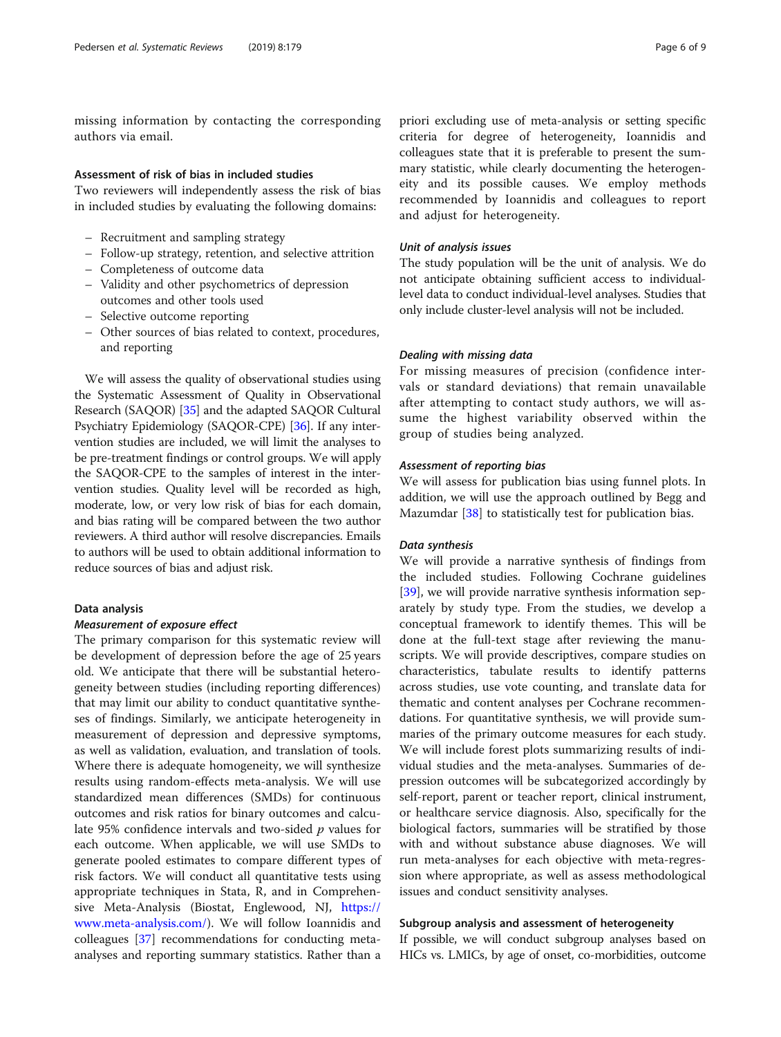missing information by contacting the corresponding authors via email.

### Assessment of risk of bias in included studies

Two reviewers will independently assess the risk of bias in included studies by evaluating the following domains:

- Recruitment and sampling strategy
- Follow-up strategy, retention, and selective attrition
- Completeness of outcome data
- Validity and other psychometrics of depression outcomes and other tools used
- Selective outcome reporting
- Other sources of bias related to context, procedures, and reporting

We will assess the quality of observational studies using the Systematic Assessment of Quality in Observational Research (SAQOR) [35] and the adapted SAQOR Cultural Psychiatry Epidemiology (SAQOR-CPE) [36]. If any intervention studies are included, we will limit the analyses to be pre-treatment findings or control groups. We will apply the SAQOR-CPE to the samples of interest in the intervention studies. Quality level will be recorded as high, moderate, low, or very low risk of bias for each domain, and bias rating will be compared between the two author reviewers. A third author will resolve discrepancies. Emails to authors will be used to obtain additional information to reduce sources of bias and adjust risk.

### Data analysis

#### *Measurement of exposure effect*

The primary comparison for this systematic review will be development of depression before the age of 25 years old. We anticipate that there will be substantial heterogeneity between studies (including reporting differences) that may limit our ability to conduct quantitative syntheses of findings. Similarly, we anticipate heterogeneity in measurement of depression and depressive symptoms, as well as validation, evaluation, and translation of tools. Where there is adequate homogeneity, we will synthesize results using random-effects meta-analysis. We will use standardized mean differences (SMDs) for continuous outcomes and risk ratios for binary outcomes and calculate 95% confidence intervals and two-sided $p$ values for each outcome. When applicable, we will use SMDs to generate pooled estimates to compare different types of risk factors. We will conduct all quantitative tests using appropriate techniques in Stata, R, and in Comprehensive Meta-Analysis (Biostat, Englewood, NJ, https://www.meta-analysis.com/). We will follow Ioannidis and colleagues [37] recommendations for conducting meta-analyses and reporting summary statistics. Rather than a priori excluding use of meta-analysis or setting specific criteria for degree of heterogeneity, Ioannidis and colleagues state that it is preferable to present the summary statistic, while clearly documenting the heterogeneity and its possible causes. We employ methods recommended by Ioannidis and colleagues to report and adjust for heterogeneity.

#### *Unit of analysis issues*

The study population will be the unit of analysis. We do not anticipate obtaining sufficient access to individual-level data to conduct individual-level analyses. Studies that only include cluster-level analysis will not be included.

#### *Dealing with missing data*

For missing measures of precision (confidence intervals or standard deviations) that remain unavailable after attempting to contact study authors, we will assume the highest variability observed within the group of studies being analyzed.

#### *Assessment of reporting bias*

We will assess for publication bias using funnel plots. In addition, we will use the approach outlined by Begg and Mazumdar [38] to statistically test for publication bias.

#### *Data synthesis*

We will provide a narrative synthesis of findings from the included studies. Following Cochrane guidelines [39], we will provide narrative synthesis information separately by study type. From the studies, we develop a conceptual framework to identify themes. This will be done at the full-text stage after reviewing the manuscripts. We will provide descriptives, compare studies on characteristics, tabulate results to identify patterns across studies, use vote counting, and translate data for thematic and content analyses per Cochrane recommendations. For quantitative synthesis, we will provide summaries of the primary outcome measures for each study. We will include forest plots summarizing results of individual studies and the meta-analyses. Summaries of depression outcomes will be subcategorized accordingly by self-report, parent or teacher report, clinical instrument, or healthcare service diagnosis. Also, specifically for the biological factors, summaries will be stratified by those with and without substance abuse diagnoses. We will run meta-analyses for each objective with meta-regression where appropriate, as well as assess methodological issues and conduct sensitivity analyses.

### Subgroup analysis and assessment of heterogeneity

If possible, we will conduct subgroup analyses based on HICs vs. LMICs, by age of onset, co-morbidities, outcome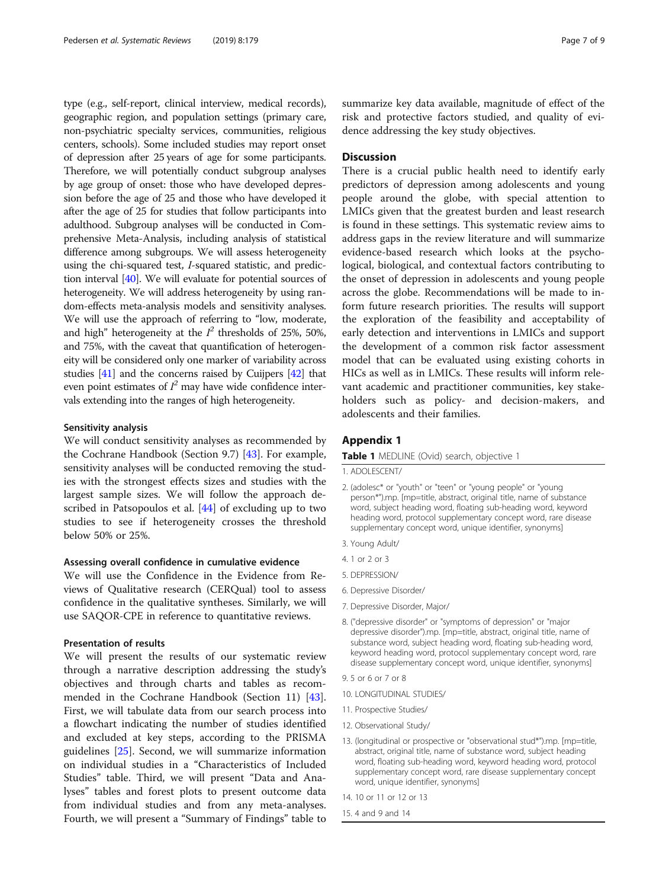type (e.g., self-report, clinical interview, medical records), geographic region, and population settings (primary care, non-psychiatric specialty services, communities, religious centers, schools). Some included studies may report onset of depression after 25 years of age for some participants. Therefore, we will potentially conduct subgroup analyses by age group of onset: those who have developed depression before the age of 25 and those who have developed it after the age of 25 for studies that follow participants into adulthood. Subgroup analyses will be conducted in Comprehensive Meta-Analysis, including analysis of statistical difference among subgroups. We will assess heterogeneity using the chi-squared test, *I*-squared statistic, and prediction interval [40]. We will evaluate for potential sources of heterogeneity. We will address heterogeneity by using random-effects meta-analysis models and sensitivity analyses. We will use the approach of referring to "low, moderate, and high" heterogeneity at the $I^2$ thresholds of 25%, 50%, and 75%, with the caveat that quantification of heterogeneity will be considered only one marker of variability across studies [41] and the concerns raised by Cuijpers [42] that even point estimates of $I^2$ may have wide confidence intervals extending into the ranges of high heterogeneity.

#### Sensitivity analysis

We will conduct sensitivity analyses as recommended by the Cochrane Handbook (Section 9.7) [43]. For example, sensitivity analyses will be conducted removing the studies with the strongest effects sizes and studies with the largest sample sizes. We will follow the approach described in Patsopoulos et al. [44] of excluding up to two studies to see if heterogeneity crosses the threshold below 50% or 25%.

#### Assessing overall confidence in cumulative evidence

We will use the Confidence in the Evidence from Reviews of Qualitative research (CERQual) tool to assess confidence in the qualitative syntheses. Similarly, we will use SAQOR-CPE in reference to quantitative reviews.

#### Presentation of results

We will present the results of our systematic review through a narrative description addressing the study's objectives and through charts and tables as recommended in the Cochrane Handbook (Section 11) [43]. First, we will tabulate data from our search process into a flowchart indicating the number of studies identified and excluded at key steps, according to the PRISMA guidelines [25]. Second, we will summarize information on individual studies in a "Characteristics of Included Studies" table. Third, we will present "Data and Analyses" tables and forest plots to present outcome data from individual studies and from any meta-analyses. Fourth, we will present a "Summary of Findings" table to summarize key data available, magnitude of effect of the risk and protective factors studied, and quality of evidence addressing the key study objectives.

## Discussion

There is a crucial public health need to identify early predictors of depression among adolescents and young people around the globe, with special attention to LMICs given that the greatest burden and least research is found in these settings. This systematic review aims to address gaps in the review literature and will summarize evidence-based research which looks at the psychological, biological, and contextual factors contributing to the onset of depression in adolescents and young people across the globe. Recommendations will be made to inform future research priorities. The results will support the exploration of the feasibility and acceptability of early detection and interventions in LMICs and support the development of a common risk factor assessment model that can be evaluated using existing cohorts in HICs as well as in LMICs. These results will inform relevant academic and practitioner communities, key stakeholders such as policy- and decision-makers, and adolescents and their families.

## Appendix 1

**Table 1** MEDLINE (Ovid) search, objective 1

1. ADOLESCENT/
2. (adolesc* or "youth" or "teen" or "young people" or "young person*").mp. [mp=title, abstract, original title, name of substance word, subject heading word, floating sub-heading word, keyword heading word, protocol supplementary concept word, rare disease supplementary concept word, unique identifier, synonyms]
3. Young Adult/
4. 1 or 2 or 3
5. DEPRESSION/
6. Depressive Disorder/
7. Depressive Disorder, Major/
8. ("depressive disorder" or "symptoms of depression" or "major depressive disorder").mp. [mp=title, abstract, original title, name of substance word, subject heading word, floating sub-heading word, keyword heading word, protocol supplementary concept word, rare disease supplementary concept word, unique identifier, synonyms]
9. 5 or 6 or 7 or 8
10. LONGITUDINAL STUDIES/
11. Prospective Studies/
12. Observational Study/
13. (longitudinal or prospective or "observational stud*").mp. [mp=title, abstract, original title, name of substance word, subject heading word, floating sub-heading word, keyword heading word, protocol supplementary concept word, rare disease supplementary concept word, unique identifier, synonyms]
14. 10 or 11 or 12 or 13
15. 4 and 9 and 14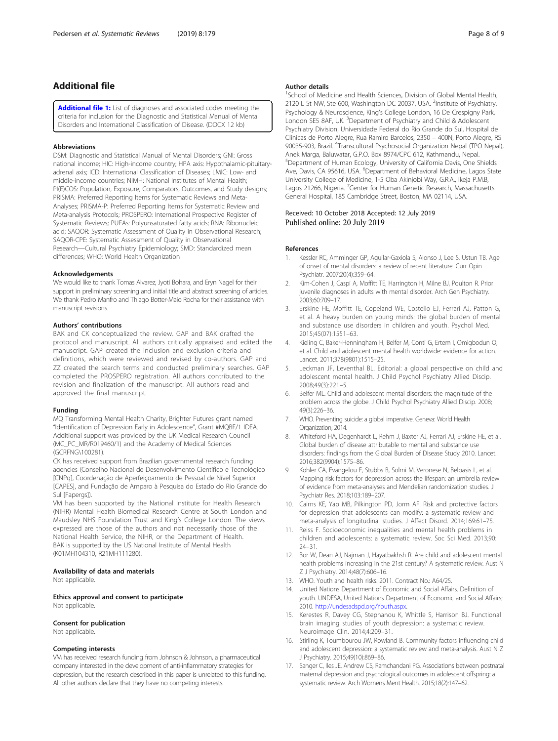## Additional file

**Additional file 1:** List of diagnoses and associated codes meeting the criteria for inclusion for the Diagnostic and Statistical Manual of Mental Disorders and International Classification of Disease. (DOCX 12 kb)

### Abbreviations

DSM: Diagnostic and Statistical Manual of Mental Disorders; GNI: Gross national income; HIC: High-income country; HPA axis: Hypothalamic-pituitary-adrenal axis; ICD: International Classification of Diseases; LMIC: Low- and middle-income countries; NIMH: National Institutes of Mental Health; PI(E)COS: Population, Exposure, Comparators, Outcomes, and Study designs; PRISMA: Preferred Reporting Items for Systematic Reviews and Meta-Analyses; PRISMA-P: Preferred Reporting Items for Systematic Review and Meta-analysis Protocols; PROSPERO: International Prospective Register of Systematic Reviews; PUFAs: Polyunsaturated fatty acids; RNA: Ribonucleic acid; SAQOR: Systematic Assessment of Quality in Observational Research; SAQOR-CPE: Systematic Assessment of Quality in Observational Research—Cultural Psychiatry Epidemiology; SMD: Standardized mean differences; WHO: World Health Organization

### Acknowledgements

We would like to thank Tomas Alvarez, Jyoti Bohara, and Eryn Nagel for their support in preliminary screening and initial title and abstract screening of articles. We thank Pedro Manfro and Thiago Botter-Maio Rocha for their assistance with manuscript revisions.

### Authors' contributions

BAK and CK conceptualized the review. GAP and BAK drafted the protocol and manuscript. All authors critically appraised and edited the manuscript. GAP created the inclusion and exclusion criteria and definitions, which were reviewed and revised by co-authors. GAP and ZZ created the search terms and conducted preliminary searches. GAP completed the PROSPERO registration. All authors contributed to the revision and finalization of the manuscript. All authors read and approved the final manuscript.

### Funding

MQ Transforming Mental Health Charity, Brighter Futures grant named "Identification of Depression Early in Adolescence", Grant #MQBF/1 IDEA. Additional support was provided by the UK Medical Research Council (MC_PC_MR/R019460/1) and the Academy of Medical Sciences (GCRFNG\100281).

CK has received support from Brazilian governmental research funding agencies (Conselho Nacional de Desenvolvimento Científico e Tecnológico [CNPq], Coordenação de Aperfeiçoamento de Pessoal de Nível Superior [CAPES], and Fundação de Amparo à Pesquisa do Estado do Rio Grande do Sul [Fapergs]).

VM has been supported by the National Institute for Health Research (NIHR) Mental Health Biomedical Research Centre at South London and Maudsley NHS Foundation Trust and King's College London. The views expressed are those of the authors and not necessarily those of the National Health Service, the NIHR, or the Department of Health. BAK is supported by the US National Institute of Mental Health (K01MH104310, R21MH111280).

### Availability of data and materials

Not applicable.

### Ethics approval and consent to participate

Not applicable.

### Consent for publication

Not applicable.

### Competing interests

VM has received research funding from Johnson & Johnson, a pharmaceutical company interested in the development of anti-inflammatory strategies for depression, but the research described in this paper is unrelated to this funding. All other authors declare that they have no competing interests.

### Author details

[1]School of Medicine and Health Sciences, Division of Global Mental Health, 2120 L St NW, Ste 600, Washington DC 20037, USA. [2]Institute of Psychiatry, Psychology & Neuroscience, King's College London, 16 De Crespigny Park, London SE5 8AF, UK. [3]Department of Psychiatry and Child & Adolescent Psychiatry Division, Universidade Federal do Rio Grande do Sul, Hospital de Clínicas de Porto Alegre, Rua Ramiro Barcelos, 2350 – 400N, Porto Alegre, RS 90035-903, Brazil. [4]Transcultural Psychosocial Organization Nepal (TPO Nepal), Anek Marga, Baluwatar, G.P.O. Box 8974/CPC 612, Kathmandu, Nepal. [5]Department of Human Ecology, University of California Davis, One Shields Ave, Davis, CA 95616, USA. [6]Department of Behavioral Medicine, Lagos State University College of Medicine, 1-5 Oba Akinjobi Way, G.R.A., Ikeja P.M.B, Lagos 21266, Nigeria. [7]Center for Human Genetic Research, Massachusetts General Hospital, 185 Cambridge Street, Boston, MA 02114, USA.

Received: 10 October 2018 Accepted: 12 July 2019
Published online: 20 July 2019

### References

1. Kessler RC, Amminger GP, Aguilar-Gaxiola S, Alonso J, Lee S, Ustun TB. Age of onset of mental disorders: a review of recent literature. Curr Opin Psychiatr. 2007;20(4):359–64.
2. Kim-Cohen J, Caspi A, Moffitt TE, Harrington H, Milne BJ, Poulton R. Prior juvenile diagnoses in adults with mental disorder. Arch Gen Psychiatry. 2003;60:709–17.
3. Erskine HE, Moffitt TE, Copeland WE, Costello EJ, Ferrari AJ, Patton G, et al. A heavy burden on young minds: the global burden of mental and substance use disorders in children and youth. Psychol Med. 2015;45(07):1551–63.
4. Kieling C, Baker-Henningham H, Belfer M, Conti G, Ertem I, Omigbodun O, et al. Child and adolescent mental health worldwide: evidence for action. Lancet. 2011;378(9801):1515–25.
5. Leckman JF, Leventhal BL. Editorial: a global perspective on child and adolescent mental health. J Child Psychol Psychiatry Allied Discip. 2008;49(3):221–5.
6. Belfer ML. Child and adolescent mental disorders: the magnitude of the problem across the globe. J Child Psychol Psychiatry Allied Discip. 2008; 49(3):226–36.
7. WHO. Preventing suicide: a global imperative. Geneva: World Health Organization; 2014.
8. Whiteford HA, Degenhardt L, Rehm J, Baxter AJ, Ferrari AJ, Erskine HE, et al. Global burden of disease attributable to mental and substance use disorders: findings from the Global Burden of Disease Study 2010. Lancet. 2016;382(9904):1575–86.
9. Kohler CA, Evangelou E, Stubbs B, Solmi M, Veronese N, Belbasis L, et al. Mapping risk factors for depression across the lifespan: an umbrella review of evidence from meta-analyses and Mendelian randomization studies. J Psychiatr Res. 2018;103:189–207.
10. Cairns KE, Yap MB, Pilkington PD, Jorm AF. Risk and protective factors for depression that adolescents can modify: a systematic review and meta-analysis of longitudinal studies. J Affect Disord. 2014;169:61–75.
11. Reiss F. Socioeconomic inequalities and mental health problems in children and adolescents: a systematic review. Soc Sci Med. 2013;90: 24–31.
12. Bor W, Dean AJ, Najman J, Hayatbakhsh R. Are child and adolescent mental health problems increasing in the 21st century? A systematic review. Aust N Z J Psychiatry. 2014;48(7):606–16.
13. WHO. Youth and health risks. 2011. Contract No.: A64/25.
14. United Nations Department of Economic and Social Affairs. Definition of youth. UNDESA, United Nations Department of Economic and Social Affairs; 2010. http://undesadspd.org/Youth.aspx.
15. Kerestes R, Davey CG, Stephanou K, Whittle S, Harrison BJ. Functional brain imaging studies of youth depression: a systematic review. Neuroimage Clin. 2014;4:209–31.
16. Stirling K, Toumbourou JW, Rowland B. Community factors influencing child and adolescent depression: a systematic review and meta-analysis. Aust N Z J Psychiatry. 2015;49(10):869–86.
17. Sanger C, Iles JE, Andrew CS, Ramchandani PG. Associations between postnatal maternal depression and psychological outcomes in adolescent offspring: a systematic review. Arch Womens Ment Health. 2015;18(2):147–62.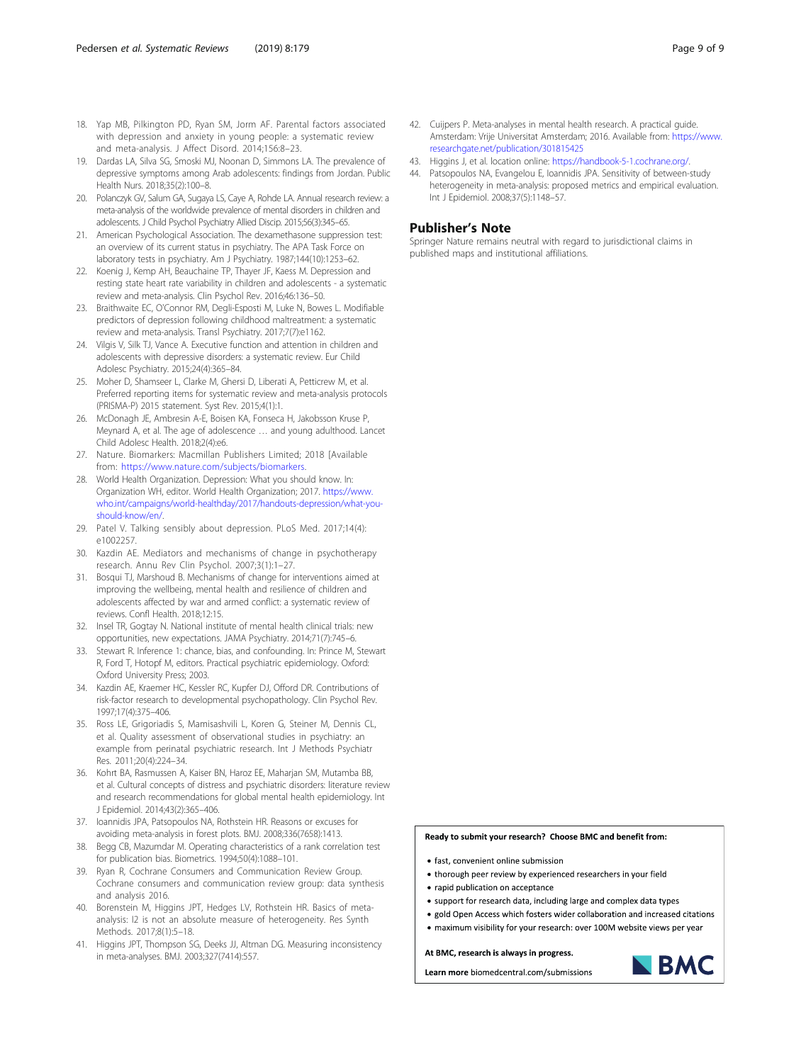18. Yap MB, Pilkington PD, Ryan SM, Jorm AF. Parental factors associated with depression and anxiety in young people: a systematic review and meta-analysis. J Affect Disord. 2014;156:8–23.
19. Dardas LA, Silva SG, Smoski MJ, Noonan D, Simmons LA. The prevalence of depressive symptoms among Arab adolescents: findings from Jordan. Public Health Nurs. 2018;35(2):100–8.
20. Polanczyk GV, Salum GA, Sugaya LS, Caye A, Rohde LA. Annual research review: a meta-analysis of the worldwide prevalence of mental disorders in children and adolescents. J Child Psychol Psychiatry Allied Discip. 2015;56(3):345–65.
21. American Psychological Association. The dexamethasone suppression test: an overview of its current status in psychiatry. The APA Task Force on laboratory tests in psychiatry. Am J Psychiatry. 1987;144(10):1253–62.
22. Koenig J, Kemp AH, Beauchaine TP, Thayer JF, Kaess M. Depression and resting state heart rate variability in children and adolescents - a systematic review and meta-analysis. Clin Psychol Rev. 2016;46:136–50.
23. Braithwaite EC, O'Connor RM, Degli-Esposti M, Luke N, Bowes L. Modifiable predictors of depression following childhood maltreatment: a systematic review and meta-analysis. Transl Psychiatry. 2017;7(7):e1162.
24. Vilgis V, Silk TJ, Vance A. Executive function and attention in children and adolescents with depressive disorders: a systematic review. Eur Child Adolesc Psychiatry. 2015;24(4):365–84.
25. Moher D, Shamseer L, Clarke M, Ghersi D, Liberati A, Petticrew M, et al. Preferred reporting items for systematic review and meta-analysis protocols (PRISMA-P) 2015 statement. Syst Rev. 2015;4(1):1.
26. McDonagh JE, Ambresin A-E, Boisen KA, Fonseca H, Jakobsson Kruse P, Meynard A, et al. The age of adolescence … and young adulthood. Lancet Child Adolesc Health. 2018;2(4):e6.
27. Nature. Biomarkers: Macmillan Publishers Limited; 2018 [Available from: https://www.nature.com/subjects/biomarkers.
28. World Health Organization. Depression: What you should know. In: Organization WH, editor. World Health Organization; 2017. https://www.who.int/campaigns/world-healthday/2017/handouts-depression/what-you-should-know/en/.
29. Patel V. Talking sensibly about depression. PLoS Med. 2017;14(4): e1002257.
30. Kazdin AE. Mediators and mechanisms of change in psychotherapy research. Annu Rev Clin Psychol. 2007;3(1):1–27.
31. Bosqui TJ, Marshoud B. Mechanisms of change for interventions aimed at improving the wellbeing, mental health and resilience of children and adolescents affected by war and armed conflict: a systematic review of reviews. Confl Health. 2018;12:15.
32. Insel TR, Gogtay N. National institute of mental health clinical trials: new opportunities, new expectations. JAMA Psychiatry. 2014;71(7):745–6.
33. Stewart R. Inference 1: chance, bias, and confounding. In: Prince M, Stewart R, Ford T, Hotopf M, editors. Practical psychiatric epidemiology. Oxford: Oxford University Press; 2003.
34. Kazdin AE, Kraemer HC, Kessler RC, Kupfer DJ, Offord DR. Contributions of risk-factor research to developmental psychopathology. Clin Psychol Rev. 1997;17(4):375–406.
35. Ross LE, Grigoriadis S, Mamisashvili L, Koren G, Steiner M, Dennis CL, et al. Quality assessment of observational studies in psychiatry: an example from perinatal psychiatric research. Int J Methods Psychiatr Res. 2011;20(4):224–34.
36. Kohrt BA, Rasmussen A, Kaiser BN, Haroz EE, Maharjan SM, Mutamba BB, et al. Cultural concepts of distress and psychiatric disorders: literature review and research recommendations for global mental health epidemiology. Int J Epidemiol. 2014;43(2):365–406.
37. Ioannidis JPA, Patsopoulos NA, Rothstein HR. Reasons or excuses for avoiding meta-analysis in forest plots. BMJ. 2008;336(7658):1413.
38. Begg CB, Mazumdar M. Operating characteristics of a rank correlation test for publication bias. Biometrics. 1994;50(4):1088–101.
39. Ryan R, Cochrane Consumers and Communication Review Group. Cochrane consumers and communication review group: data synthesis and analysis 2016.
40. Borenstein M, Higgins JPT, Hedges LV, Rothstein HR. Basics of meta-analysis: I2 is not an absolute measure of heterogeneity. Res Synth Methods. 2017;8(1):5–18.
41. Higgins JPT, Thompson SG, Deeks JJ, Altman DG. Measuring inconsistency in meta-analyses. BMJ. 2003;327(7414):557.
42. Cuijpers P. Meta-analyses in mental health research. A practical guide. Amsterdam: Vrije Universitat Amsterdam; 2016. Available from: https://www.researchgate.net/publication/301815425
43. Higgins J, et al. location online: https://handbook-5-1.cochrane.org/.
44. Patsopoulos NA, Evangelou E, Ioannidis JPA. Sensitivity of between-study heterogeneity in meta-analysis: proposed metrics and empirical evaluation. Int J Epidemiol. 2008;37(5):1148–57.

## Publisher's Note

Springer Nature remains neutral with regard to jurisdictional claims in published maps and institutional affiliations.

**Ready to submit your research? Choose BMC and benefit from:**

- fast, convenient online submission
- thorough peer review by experienced researchers in your field
- rapid publication on acceptance
- support for research data, including large and complex data types
- gold Open Access which fosters wider collaboration and increased citations
- maximum visibility for your research: over 100M website views per year

**At BMC, research is always in progress.**

**Learn more** biomedcentral.com/submissions

BMC